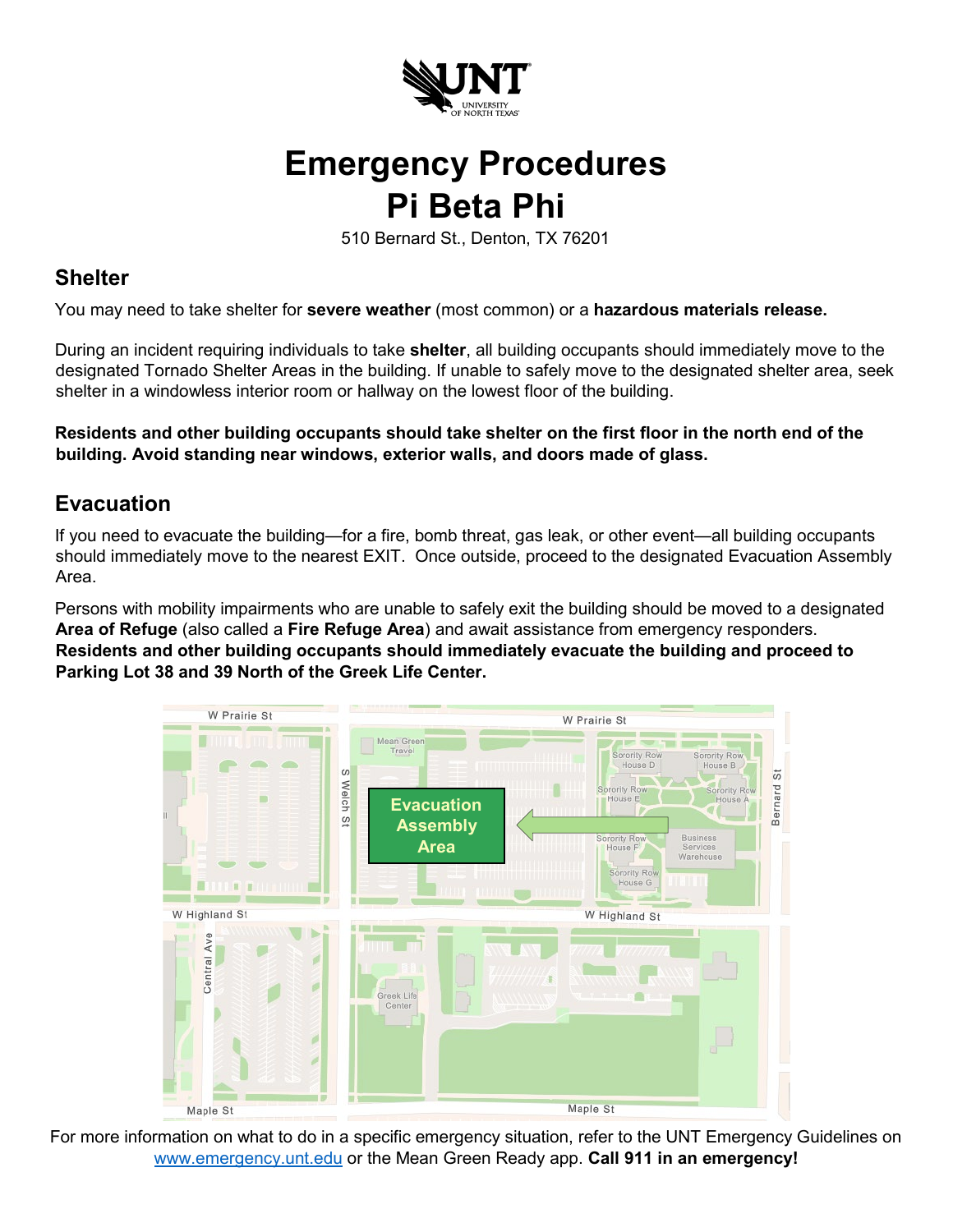# Emergency Procedures
# Pi Beta Phi

510 Bernard St., Denton, TX 76201

## Shelter

You may need to take shelter for **severe weather** (most common) or a **hazardous materials release.**

During an incident requiring individuals to take **shelter**, all building occupants should immediately move to the designated Tornado Shelter Areas in the building. If unable to safely move to the designated shelter area, seek shelter in a windowless interior room or hallway on the lowest floor of the building.

**Residents and other building occupants should take shelter on the first floor in the north end of the building. Avoid standing near windows, exterior walls, and doors made of glass.**

## Evacuation

If you need to evacuate the building—for a fire, bomb threat, gas leak, or other event—all building occupants should immediately move to the nearest EXIT. Once outside, proceed to the designated Evacuation Assembly Area.

Persons with mobility impairments who are unable to safely exit the building should be moved to a designated **Area of Refuge** (also called a **Fire Refuge Area**) and await assistance from emergency responders. **Residents and other building occupants should immediately evacuate the building and proceed to Parking Lot 38 and 39 North of the Greek Life Center.**

For more information on what to do in a specific emergency situation, refer to the UNT Emergency Guidelines on www.emergency.unt.edu or the Mean Green Ready app. **Call 911 in an emergency!**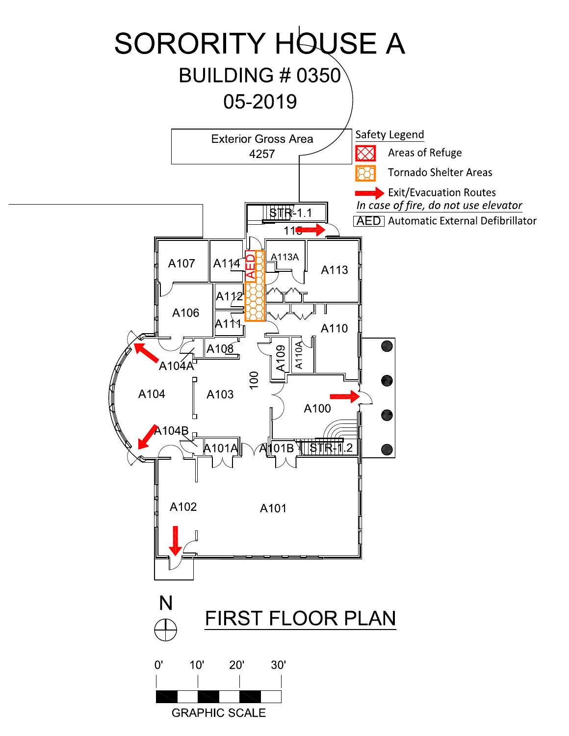# SORORITY HOUSE A

## BUILDING # 0350

## 05-2019

Exterior Gross Area
4257

**Safety Legend**

- Areas of Refuge
- Tornado Shelter Areas
- Exit/Evacuation Routes

*In case of fire, do not use elevator*

AED Automatic External Defibrillator

STR-1.1
115
A107
A114
AED
A113A
A113
A112
A106
A111
A110
A108
A104A
A109
A110A
100
A104
A103
A100
A104B
A101A
A101B
STR-1.2
A102
A101

N

## FIRST FLOOR PLAN

0' 10' 20' 30'

GRAPHIC SCALE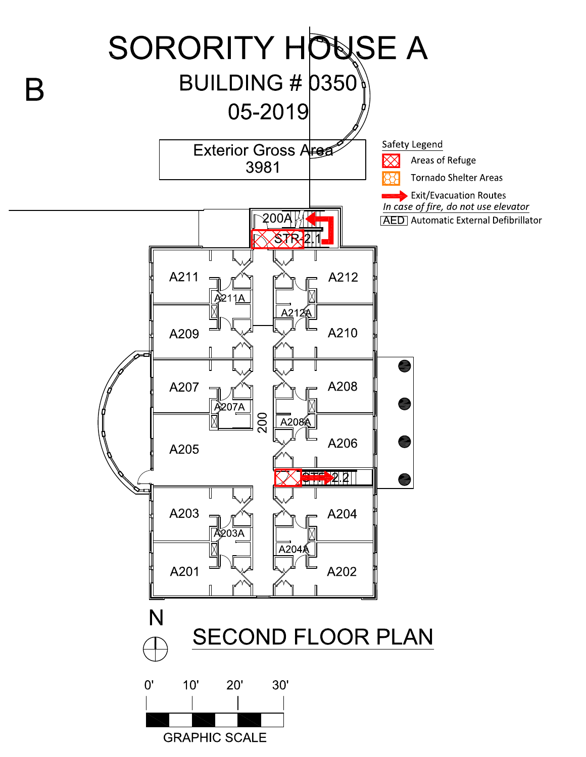B

# SORORITY HOUSE A

## BUILDING # 0350

## 05-2019

Exterior Gross Area
3981

Safety Legend

- Areas of Refuge
- Tornado Shelter Areas
- Exit/Evacuation Routes

*In case of fire, do not use elevator*

AED Automatic External Defibrillator

200A

STR 2.1

A211

A211A

A212

A212A

A209

A210

A207

A207A

A208

A208A

200

A205

A206

STR 2.2

A203

A203A

A204

A204A

A201

A202

N

## SECOND FLOOR PLAN

0'
10'
20'
30'

GRAPHIC SCALE